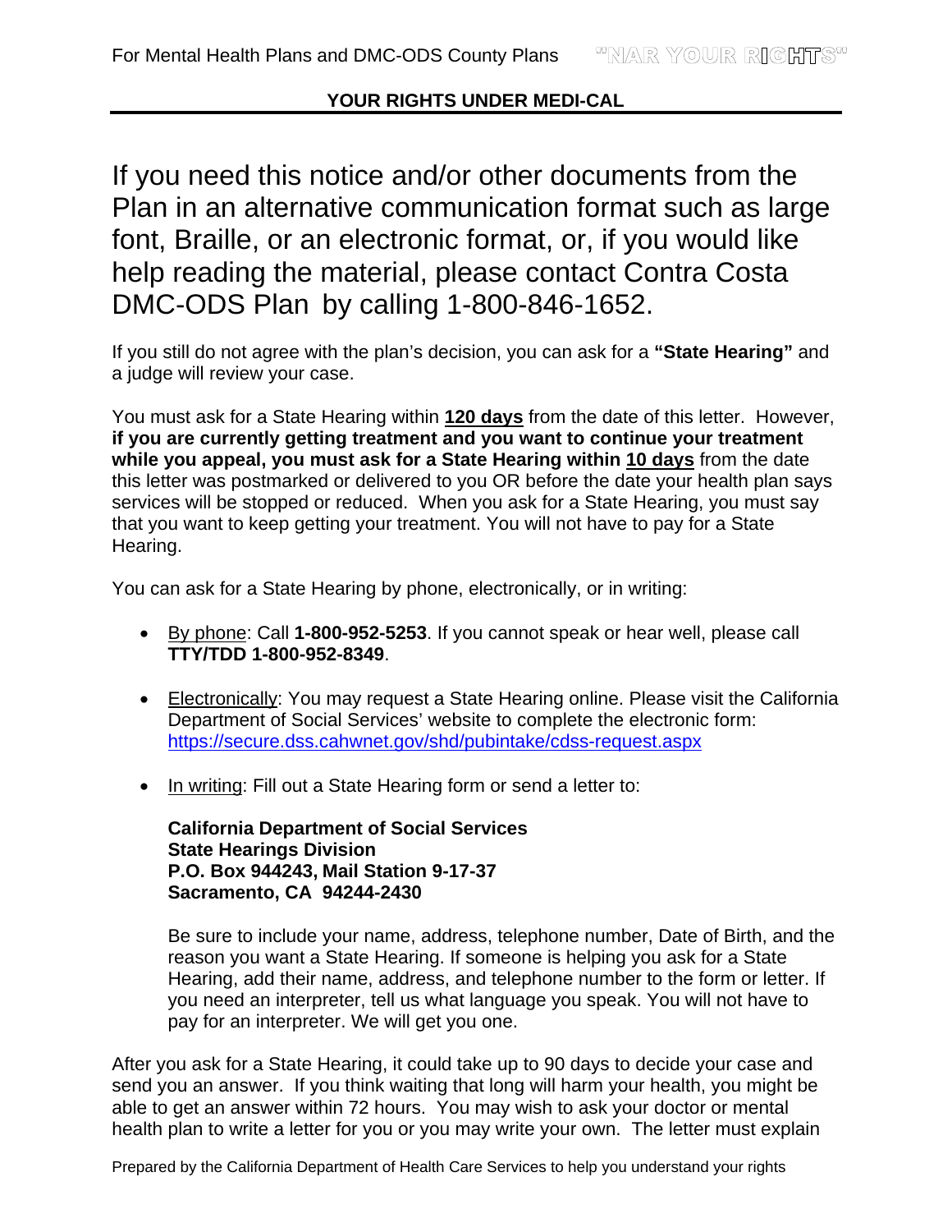## YOUR RIGHTS UNDER MEDI-CAL

If you need this notice and/or other documents from the Plan in an alternative communication format such as large font, Braille, or an electronic format, or, if you would like help reading the material, please contact Contra Costa DMC-ODS Plan by calling 1-800-846-1652.

If you still do not agree with the plan's decision, you can ask for a **"State Hearing"** and a judge will review your case.

You must ask for a State Hearing within **120 days** from the date of this letter. However, **if you are currently getting treatment and you want to continue your treatment while you appeal, you must ask for a State Hearing within 10 days** from the date this letter was postmarked or delivered to you OR before the date your health plan says services will be stopped or reduced. When you ask for a State Hearing, you must say that you want to keep getting your treatment. You will not have to pay for a State Hearing.

You can ask for a State Hearing by phone, electronically, or in writing:

- By phone: Call **1-800-952-5253**. If you cannot speak or hear well, please call **TTY/TDD 1-800-952-8349**.
- Electronically: You may request a State Hearing online. Please visit the California Department of Social Services' website to complete the electronic form: https://secure.dss.cahwnet.gov/shd/pubintake/cdss-request.aspx
- In writing: Fill out a State Hearing form or send a letter to:

  **California Department of Social Services**
  **State Hearings Division**
  **P.O. Box 944243, Mail Station 9-17-37**
  **Sacramento, CA 94244-2430**

  Be sure to include your name, address, telephone number, Date of Birth, and the reason you want a State Hearing. If someone is helping you ask for a State Hearing, add their name, address, and telephone number to the form or letter. If you need an interpreter, tell us what language you speak. You will not have to pay for an interpreter. We will get you one.

After you ask for a State Hearing, it could take up to 90 days to decide your case and send you an answer. If you think waiting that long will harm your health, you might be able to get an answer within 72 hours. You may wish to ask your doctor or mental health plan to write a letter for you or you may write your own. The letter must explain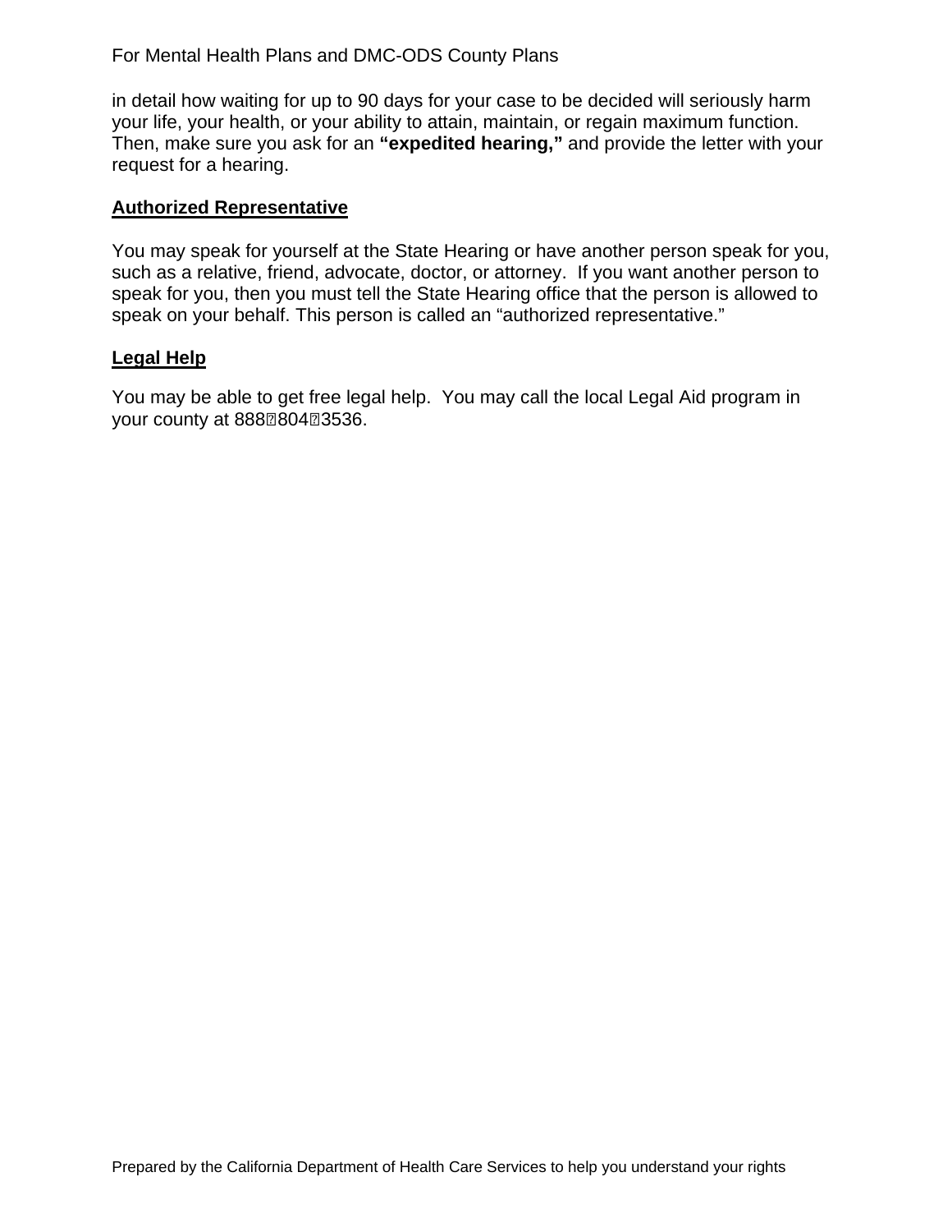in detail how waiting for up to 90 days for your case to be decided will seriously harm your life, your health, or your ability to attain, maintain, or regain maximum function. Then, make sure you ask for an **"expedited hearing,"** and provide the letter with your request for a hearing.

## Authorized Representative

You may speak for yourself at the State Hearing or have another person speak for you, such as a relative, friend, advocate, doctor, or attorney. If you want another person to speak for you, then you must tell the State Hearing office that the person is allowed to speak on your behalf. This person is called an "authorized representative."

## Legal Help

You may be able to get free legal help. You may call the local Legal Aid program in your county at 888‑804‑3536.